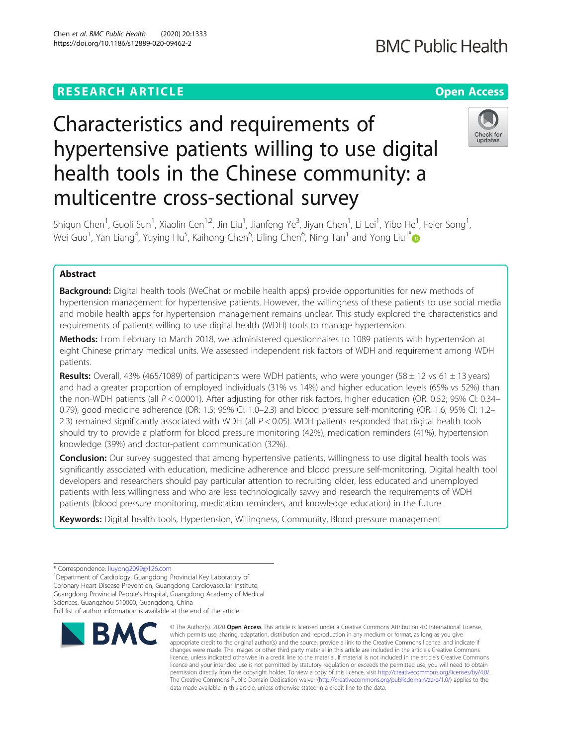RESEARCH ARTICLE

Open Access

# Characteristics and requirements of hypertensive patients willing to use digital health tools in the Chinese community: a multicentre cross-sectional survey

Shiqun Chen[1], Guoli Sun[1], Xiaolin Cen[1,2], Jin Liu[1], Jianfeng Ye[3], Jiyan Chen[1], Li Lei[1], Yibo He[1], Feier Song[1], Wei Guo[1], Yan Liang[4], Yuying Hu[5], Kaihong Chen[6], Liling Chen[6], Ning Tan[1] and Yong Liu[1*]

## Abstract

**Background:** Digital health tools (WeChat or mobile health apps) provide opportunities for new methods of hypertension management for hypertensive patients. However, the willingness of these patients to use social media and mobile health apps for hypertension management remains unclear. This study explored the characteristics and requirements of patients willing to use digital health (WDH) tools to manage hypertension.

**Methods:** From February to March 2018, we administered questionnaires to 1089 patients with hypertension at eight Chinese primary medical units. We assessed independent risk factors of WDH and requirement among WDH patients.

**Results:** Overall, 43% (465/1089) of participants were WDH patients, who were younger (58 ± 12 vs 61 ± 13 years) and had a greater proportion of employed individuals (31% vs 14%) and higher education levels (65% vs 52%) than the non-WDH patients (all $P < 0.0001$). After adjusting for other risk factors, higher education (OR: 0.52; 95% CI: 0.34–0.79), good medicine adherence (OR: 1.5; 95% CI: 1.0–2.3) and blood pressure self-monitoring (OR: 1.6; 95% CI: 1.2–2.3) remained significantly associated with WDH (all $P < 0.05$). WDH patients responded that digital health tools should try to provide a platform for blood pressure monitoring (42%), medication reminders (41%), hypertension knowledge (39%) and doctor-patient communication (32%).

**Conclusion:** Our survey suggested that among hypertensive patients, willingness to use digital health tools was significantly associated with education, medicine adherence and blood pressure self-monitoring. Digital health tool developers and researchers should pay particular attention to recruiting older, less educated and unemployed patients with less willingness and who are less technologically savvy and research the requirements of WDH patients (blood pressure monitoring, medication reminders, and knowledge education) in the future.

**Keywords:** Digital health tools, Hypertension, Willingness, Community, Blood pressure management

\* Correspondence: liuyong2099@126.com

[1]Department of Cardiology, Guangdong Provincial Key Laboratory of Coronary Heart Disease Prevention, Guangdong Cardiovascular Institute, Guangdong Provincial People's Hospital, Guangdong Academy of Medical Sciences, Guangzhou 510000, Guangdong, China

Full list of author information is available at the end of the article

© The Author(s). 2020 **Open Access** This article is licensed under a Creative Commons Attribution 4.0 International License, which permits use, sharing, adaptation, distribution and reproduction in any medium or format, as long as you give appropriate credit to the original author(s) and the source, provide a link to the Creative Commons licence, and indicate if changes were made. The images or other third party material in this article are included in the article's Creative Commons licence, unless indicated otherwise in a credit line to the material. If material is not included in the article's Creative Commons licence and your intended use is not permitted by statutory regulation or exceeds the permitted use, you will need to obtain permission directly from the copyright holder. To view a copy of this licence, visit http://creativecommons.org/licenses/by/4.0/. The Creative Commons Public Domain Dedication waiver (http://creativecommons.org/publicdomain/zero/1.0/) applies to the data made available in this article, unless otherwise stated in a credit line to the data.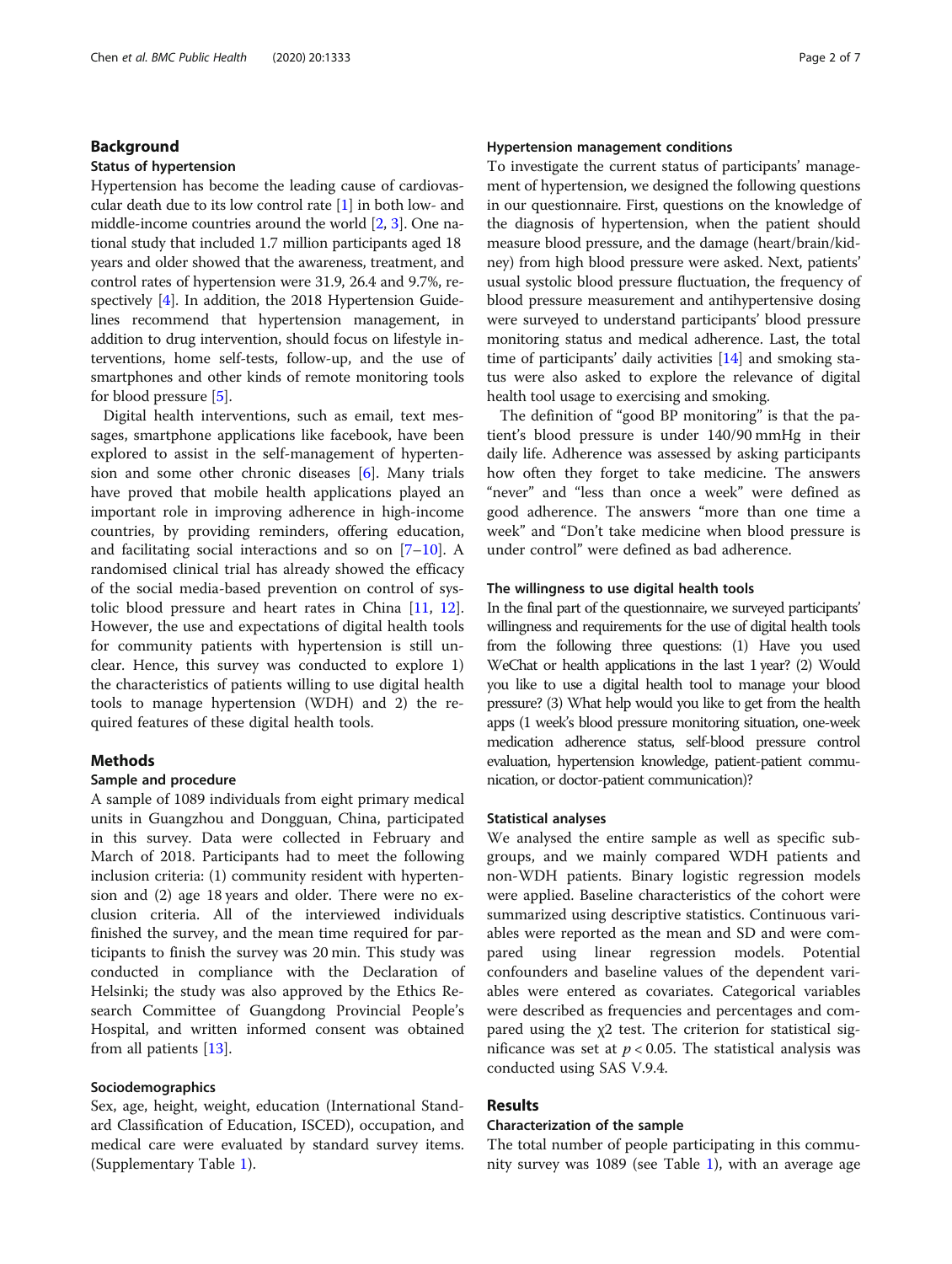## Background

### Status of hypertension

Hypertension has become the leading cause of cardiovascular death due to its low control rate [1] in both low- and middle-income countries around the world [2, 3]. One national study that included 1.7 million participants aged 18 years and older showed that the awareness, treatment, and control rates of hypertension were 31.9, 26.4 and 9.7%, respectively [4]. In addition, the 2018 Hypertension Guidelines recommend that hypertension management, in addition to drug intervention, should focus on lifestyle interventions, home self-tests, follow-up, and the use of smartphones and other kinds of remote monitoring tools for blood pressure [5].

Digital health interventions, such as email, text messages, smartphone applications like facebook, have been explored to assist in the self-management of hypertension and some other chronic diseases [6]. Many trials have proved that mobile health applications played an important role in improving adherence in high-income countries, by providing reminders, offering education, and facilitating social interactions and so on [7–10]. A randomised clinical trial has already showed the efficacy of the social media-based prevention on control of systolic blood pressure and heart rates in China [11, 12]. However, the use and expectations of digital health tools for community patients with hypertension is still unclear. Hence, this survey was conducted to explore 1) the characteristics of patients willing to use digital health tools to manage hypertension (WDH) and 2) the required features of these digital health tools.

## Methods

### Sample and procedure

A sample of 1089 individuals from eight primary medical units in Guangzhou and Dongguan, China, participated in this survey. Data were collected in February and March of 2018. Participants had to meet the following inclusion criteria: (1) community resident with hypertension and (2) age 18 years and older. There were no exclusion criteria. All of the interviewed individuals finished the survey, and the mean time required for participants to finish the survey was 20 min. This study was conducted in compliance with the Declaration of Helsinki; the study was also approved by the Ethics Research Committee of Guangdong Provincial People's Hospital, and written informed consent was obtained from all patients [13].

### Sociodemographics

Sex, age, height, weight, education (International Standard Classification of Education, ISCED), occupation, and medical care were evaluated by standard survey items. (Supplementary Table 1).

### Hypertension management conditions

To investigate the current status of participants' management of hypertension, we designed the following questions in our questionnaire. First, questions on the knowledge of the diagnosis of hypertension, when the patient should measure blood pressure, and the damage (heart/brain/kidney) from high blood pressure were asked. Next, patients' usual systolic blood pressure fluctuation, the frequency of blood pressure measurement and antihypertensive dosing were surveyed to understand participants' blood pressure monitoring status and medical adherence. Last, the total time of participants' daily activities [14] and smoking status were also asked to explore the relevance of digital health tool usage to exercising and smoking.

The definition of "good BP monitoring" is that the patient's blood pressure is under 140/90 mmHg in their daily life. Adherence was assessed by asking participants how often they forget to take medicine. The answers "never" and "less than once a week" were defined as good adherence. The answers "more than one time a week" and "Don't take medicine when blood pressure is under control" were defined as bad adherence.

### The willingness to use digital health tools

In the final part of the questionnaire, we surveyed participants' willingness and requirements for the use of digital health tools from the following three questions: (1) Have you used WeChat or health applications in the last 1 year? (2) Would you like to use a digital health tool to manage your blood pressure? (3) What help would you like to get from the health apps (1 week's blood pressure monitoring situation, one-week medication adherence status, self-blood pressure control evaluation, hypertension knowledge, patient-patient communication, or doctor-patient communication)?

### Statistical analyses

We analysed the entire sample as well as specific subgroups, and we mainly compared WDH patients and non-WDH patients. Binary logistic regression models were applied. Baseline characteristics of the cohort were summarized using descriptive statistics. Continuous variables were reported as the mean and SD and were compared using linear regression models. Potential confounders and baseline values of the dependent variables were entered as covariates. Categorical variables were described as frequencies and percentages and compared using the $\chi 2$ test. The criterion for statistical significance was set at $p < 0.05$. The statistical analysis was conducted using SAS V.9.4.

## Results

### Characterization of the sample

The total number of people participating in this community survey was 1089 (see Table 1), with an average age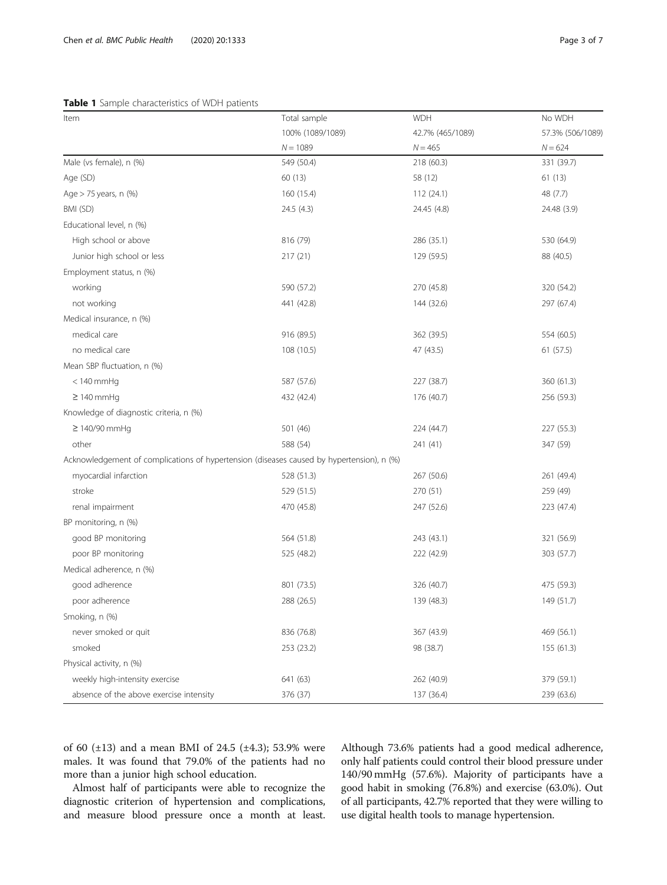**Table 1** Sample characteristics of WDH patients

| Item | Total sample | WDH | No WDH |
|---|---|---|---|
| | 100% (1089/1089) | 42.7% (465/1089) | 57.3% (506/1089) |
| | $N = 1089$ | $N = 465$ | $N = 624$ |
| Male (vs female), n (%) | 549 (50.4) | 218 (60.3) | 331 (39.7) |
| Age (SD) | 60 (13) | 58 (12) | 61 (13) |
| Age > 75 years, n (%) | 160 (15.4) | 112 (24.1) | 48 (7.7) |
| BMI (SD) | 24.5 (4.3) | 24.45 (4.8) | 24.48 (3.9) |
| Educational level, n (%) | | | |
| High school or above | 816 (79) | 286 (35.1) | 530 (64.9) |
| Junior high school or less | 217 (21) | 129 (59.5) | 88 (40.5) |
| Employment status, n (%) | | | |
| working | 590 (57.2) | 270 (45.8) | 320 (54.2) |
| not working | 441 (42.8) | 144 (32.6) | 297 (67.4) |
| Medical insurance, n (%) | | | |
| medical care | 916 (89.5) | 362 (39.5) | 554 (60.5) |
| no medical care | 108 (10.5) | 47 (43.5) | 61 (57.5) |
| Mean SBP fluctuation, n (%) | | | |
| < 140 mmHg | 587 (57.6) | 227 (38.7) | 360 (61.3) |
| ≥ 140 mmHg | 432 (42.4) | 176 (40.7) | 256 (59.3) |
| Knowledge of diagnostic criteria, n (%) | | | |
| ≥ 140/90 mmHg | 501 (46) | 224 (44.7) | 227 (55.3) |
| other | 588 (54) | 241 (41) | 347 (59) |
| Acknowledgement of complications of hypertension (diseases caused by hypertension), n (%) | | | |
| myocardial infarction | 528 (51.3) | 267 (50.6) | 261 (49.4) |
| stroke | 529 (51.5) | 270 (51) | 259 (49) |
| renal impairment | 470 (45.8) | 247 (52.6) | 223 (47.4) |
| BP monitoring, n (%) | | | |
| good BP monitoring | 564 (51.8) | 243 (43.1) | 321 (56.9) |
| poor BP monitoring | 525 (48.2) | 222 (42.9) | 303 (57.7) |
| Medical adherence, n (%) | | | |
| good adherence | 801 (73.5) | 326 (40.7) | 475 (59.3) |
| poor adherence | 288 (26.5) | 139 (48.3) | 149 (51.7) |
| Smoking, n (%) | | | |
| never smoked or quit | 836 (76.8) | 367 (43.9) | 469 (56.1) |
| smoked | 253 (23.2) | 98 (38.7) | 155 (61.3) |
| Physical activity, n (%) | | | |
| weekly high-intensity exercise | 641 (63) | 262 (40.9) | 379 (59.1) |
| absence of the above exercise intensity | 376 (37) | 137 (36.4) | 239 (63.6) |

of 60 (±13) and a mean BMI of 24.5 (±4.3); 53.9% were males. It was found that 79.0% of the patients had no more than a junior high school education.

Almost half of participants were able to recognize the diagnostic criterion of hypertension and complications, and measure blood pressure once a month at least. Although 73.6% patients had a good medical adherence, only half patients could control their blood pressure under 140/90 mmHg (57.6%). Majority of participants have a good habit in smoking (76.8%) and exercise (63.0%). Out of all participants, 42.7% reported that they were willing to use digital health tools to manage hypertension.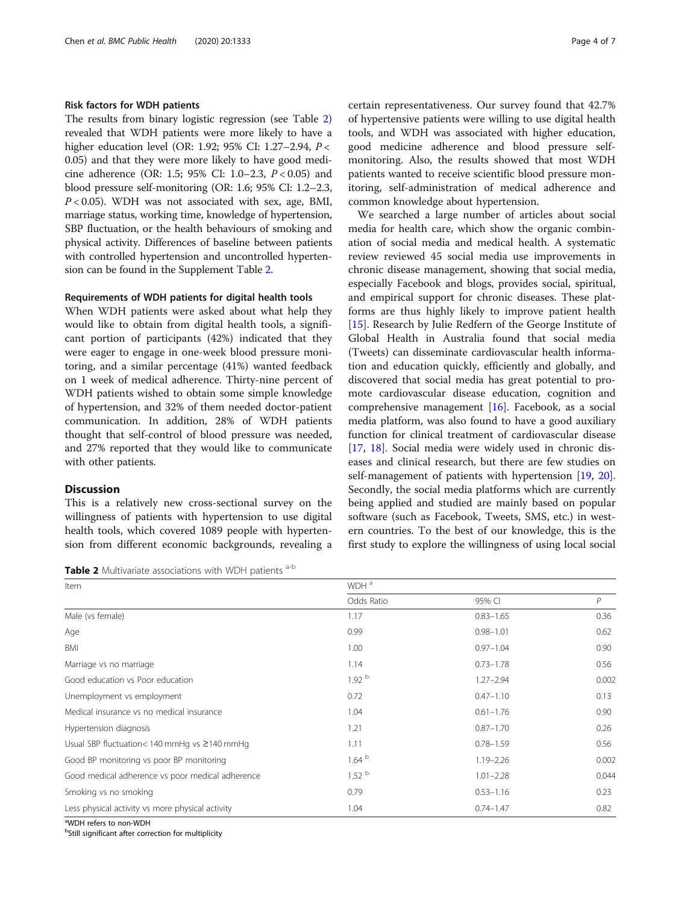### Risk factors for WDH patients

The results from binary logistic regression (see Table 2) revealed that WDH patients were more likely to have a higher education level (OR: 1.92; 95% CI: 1.27–2.94, $P < 0.05$) and that they were more likely to have good medicine adherence (OR: 1.5; 95% CI: 1.0–2.3, $P < 0.05$) and blood pressure self-monitoring (OR: 1.6; 95% CI: 1.2–2.3, $P < 0.05$). WDH was not associated with sex, age, BMI, marriage status, working time, knowledge of hypertension, SBP fluctuation, or the health behaviours of smoking and physical activity. Differences of baseline between patients with controlled hypertension and uncontrolled hypertension can be found in the Supplement Table 2.

### Requirements of WDH patients for digital health tools

When WDH patients were asked about what help they would like to obtain from digital health tools, a significant portion of participants (42%) indicated that they were eager to engage in one-week blood pressure monitoring, and a similar percentage (41%) wanted feedback on 1 week of medical adherence. Thirty-nine percent of WDH patients wished to obtain some simple knowledge of hypertension, and 32% of them needed doctor-patient communication. In addition, 28% of WDH patients thought that self-control of blood pressure was needed, and 27% reported that they would like to communicate with other patients.

## Discussion

This is a relatively new cross-sectional survey on the willingness of patients with hypertension to use digital health tools, which covered 1089 people with hypertension from different economic backgrounds, revealing a certain representativeness. Our survey found that 42.7% of hypertensive patients were willing to use digital health tools, and WDH was associated with higher education, good medicine adherence and blood pressure self-monitoring. Also, the results showed that most WDH patients wanted to receive scientific blood pressure monitoring, self-administration of medical adherence and common knowledge about hypertension.

We searched a large number of articles about social media for health care, which show the organic combination of social media and medical health. A systematic review reviewed 45 social media use improvements in chronic disease management, showing that social media, especially Facebook and blogs, provides social, spiritual, and empirical support for chronic diseases. These platforms are thus highly likely to improve patient health [15]. Research by Julie Redfern of the George Institute of Global Health in Australia found that social media (Tweets) can disseminate cardiovascular health information and education quickly, efficiently and globally, and discovered that social media has great potential to promote cardiovascular disease education, cognition and comprehensive management [16]. Facebook, as a social media platform, was also found to have a good auxiliary function for clinical treatment of cardiovascular disease [17, 18]. Social media were widely used in chronic diseases and clinical research, but there are few studies on self-management of patients with hypertension [19, 20]. Secondly, the social media platforms which are currently being applied and studied are mainly based on popular software (such as Facebook, Tweets, SMS, etc.) in western countries. To the best of our knowledge, this is the first study to explore the willingness of using local social

**Table 2** Multivariate associations with WDH patients [a-b]

| Item | WDH [a] | | |
|---|---|---|---|
| | Odds Ratio | 95% CI | $P$ |
| Male (vs female) | 1.17 | 0.83–1.65 | 0.36 |
| Age | 0.99 | 0.98–1.01 | 0.62 |
| BMI | 1.00 | 0.97–1.04 | 0.90 |
| Marriage vs no marriage | 1.14 | 0.73–1.78 | 0.56 |
| Good education vs Poor education | 1.92 [b] | 1.27–2.94 | 0.002 |
| Unemployment vs employment | 0.72 | 0.47–1.10 | 0.13 |
| Medical insurance vs no medical insurance | 1.04 | 0.61–1.76 | 0.90 |
| Hypertension diagnosis | 1.21 | 0.87–1.70 | 0.26 |
| Usual SBP fluctuation< 140 mmHg vs ≥140 mmHg | 1.11 | 0.78–1.59 | 0.56 |
| Good BP monitoring vs poor BP monitoring | 1.64 [b] | 1.19–2.26 | 0.002 |
| Good medical adherence vs poor medical adherence | 1.52 [b] | 1.01–2.28 | 0.044 |
| Smoking vs no smoking | 0.79 | 0.53–1.16 | 0.23 |
| Less physical activity vs more physical activity | 1.04 | 0.74–1.47 | 0.82 |

[a] WDH refers to non-WDH

[b] Still significant after correction for multiplicity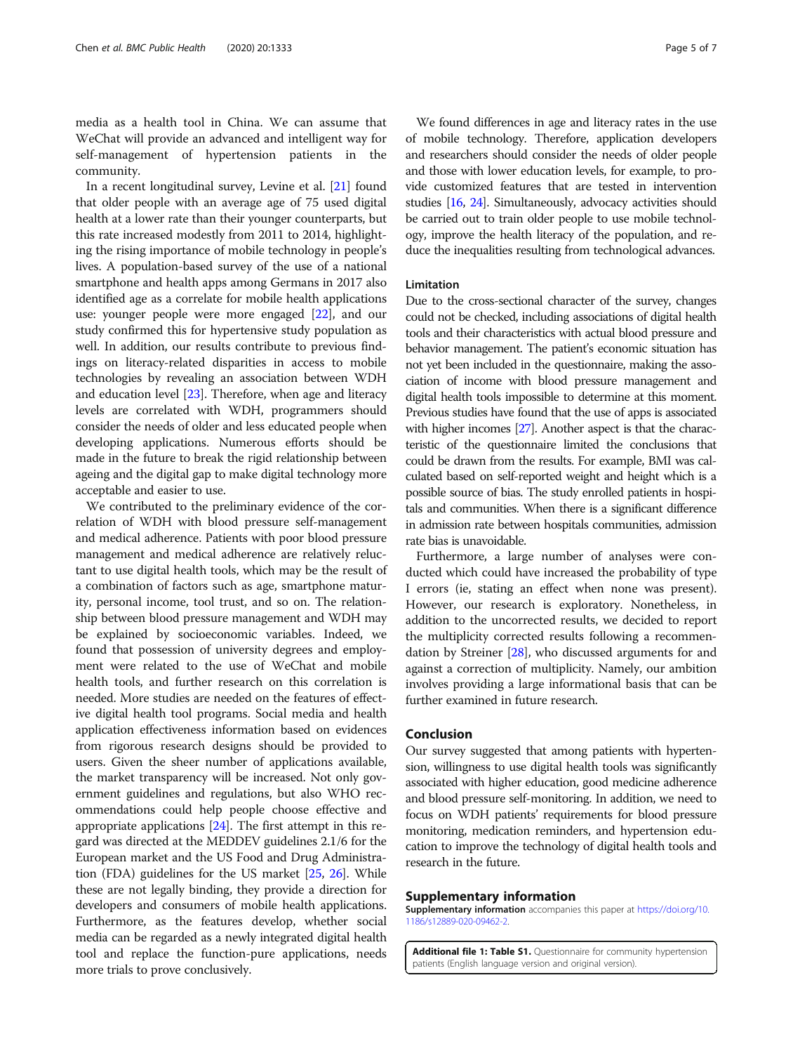media as a health tool in China. We can assume that WeChat will provide an advanced and intelligent way for self-management of hypertension patients in the community.

In a recent longitudinal survey, Levine et al. [21] found that older people with an average age of 75 used digital health at a lower rate than their younger counterparts, but this rate increased modestly from 2011 to 2014, highlighting the rising importance of mobile technology in people's lives. A population-based survey of the use of a national smartphone and health apps among Germans in 2017 also identified age as a correlate for mobile health applications use: younger people were more engaged [22], and our study confirmed this for hypertensive study population as well. In addition, our results contribute to previous findings on literacy-related disparities in access to mobile technologies by revealing an association between WDH and education level [23]. Therefore, when age and literacy levels are correlated with WDH, programmers should consider the needs of older and less educated people when developing applications. Numerous efforts should be made in the future to break the rigid relationship between ageing and the digital gap to make digital technology more acceptable and easier to use.

We contributed to the preliminary evidence of the correlation of WDH with blood pressure self-management and medical adherence. Patients with poor blood pressure management and medical adherence are relatively reluctant to use digital health tools, which may be the result of a combination of factors such as age, smartphone maturity, personal income, tool trust, and so on. The relationship between blood pressure management and WDH may be explained by socioeconomic variables. Indeed, we found that possession of university degrees and employment were related to the use of WeChat and mobile health tools, and further research on this correlation is needed. More studies are needed on the features of effective digital health tool programs. Social media and health application effectiveness information based on evidences from rigorous research designs should be provided to users. Given the sheer number of applications available, the market transparency will be increased. Not only government guidelines and regulations, but also WHO recommendations could help people choose effective and appropriate applications [24]. The first attempt in this regard was directed at the MEDDEV guidelines 2.1/6 for the European market and the US Food and Drug Administration (FDA) guidelines for the US market [25, 26]. While these are not legally binding, they provide a direction for developers and consumers of mobile health applications. Furthermore, as the features develop, whether social media can be regarded as a newly integrated digital health tool and replace the function-pure applications, needs more trials to prove conclusively.

We found differences in age and literacy rates in the use of mobile technology. Therefore, application developers and researchers should consider the needs of older people and those with lower education levels, for example, to provide customized features that are tested in intervention studies [16, 24]. Simultaneously, advocacy activities should be carried out to train older people to use mobile technology, improve the health literacy of the population, and reduce the inequalities resulting from technological advances.

### Limitation

Due to the cross-sectional character of the survey, changes could not be checked, including associations of digital health tools and their characteristics with actual blood pressure and behavior management. The patient's economic situation has not yet been included in the questionnaire, making the association of income with blood pressure management and digital health tools impossible to determine at this moment. Previous studies have found that the use of apps is associated with higher incomes [27]. Another aspect is that the characteristic of the questionnaire limited the conclusions that could be drawn from the results. For example, BMI was calculated based on self-reported weight and height which is a possible source of bias. The study enrolled patients in hospitals and communities. When there is a significant difference in admission rate between hospitals communities, admission rate bias is unavoidable.

Furthermore, a large number of analyses were conducted which could have increased the probability of type I errors (ie, stating an effect when none was present). However, our research is exploratory. Nonetheless, in addition to the uncorrected results, we decided to report the multiplicity corrected results following a recommendation by Streiner [28], who discussed arguments for and against a correction of multiplicity. Namely, our ambition involves providing a large informational basis that can be further examined in future research.

## Conclusion

Our survey suggested that among patients with hypertension, willingness to use digital health tools was significantly associated with higher education, good medicine adherence and blood pressure self-monitoring. In addition, we need to focus on WDH patients' requirements for blood pressure monitoring, medication reminders, and hypertension education to improve the technology of digital health tools and research in the future.

## Supplementary information

**Supplementary information** accompanies this paper at https://doi.org/10.1186/s12889-020-09462-2.

**Additional file 1: Table S1.** Questionnaire for community hypertension patients (English language version and original version).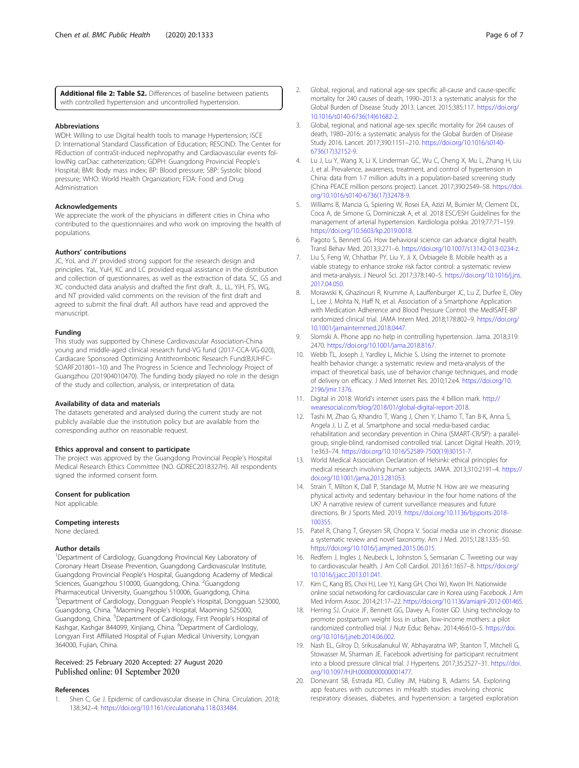**Additional file 2: Table S2.** Differences of baseline between patients with controlled hypertension and uncontrolled hypertension.

### Abbreviations

WDH: Willing to use Digital health tools to manage Hypertension; ISCED: International Standard Classification of Education; RESCIND: The Center for REduction of contraSt-induced nephropathy and Cardiaovascular events followINg carDiac catheterization; GDPH: Guangdong Provincial People's Hospital; BMI: Body mass index; BP: Blood pressure; SBP: Systolic blood pressure; WHO: World Health Organization; FDA: Food and Drug Administration

### Acknowledgements

We appreciate the work of the physicians in different cities in China who contributed to the questionnaires and who work on improving the health of populations.

### Authors' contributions

JC, YoL and JY provided strong support for the research design and principles. YaL, YuH, KC and LC provided equal assistance in the distribution and collection of questionnaires, as well as the extraction of data. SC, GS and XC conducted data analysis and drafted the first draft. JL, LL, YiH, FS, WG, and NT provided valid comments on the revision of the first draft and agreed to submit the final draft. All authors have read and approved the manuscript.

### Funding

This study was supported by Chinese Cardiovascular Association-China young and middle-aged clinical research fund-VG fund (2017-CCA-VG-020), Cardiacare Sponsored Optimizing Antithrombotic Research Fund(BJUHFC-SOARF201801–10) and The Progress in Science and Technology Project of Guangzhou (201904010470). The funding body played no role in the design of the study and collection, analysis, or interpretation of data.

### Availability of data and materials

The datasets generated and analysed during the current study are not publicly available due the institution policy but are available from the corresponding author on reasonable request.

### Ethics approval and consent to participate

The project was approved by the Guangdong Provincial People's Hospital Medical Research Ethics Committee (NO. GDREC2018327H). All respondents signed the informed consent form.

### Consent for publication

Not applicable.

### Competing interests

None declared.

### Author details

[1]Department of Cardiology, Guangdong Provincial Key Laboratory of Coronary Heart Disease Prevention, Guangdong Cardiovascular Institute, Guangdong Provincial People's Hospital, Guangdong Academy of Medical Sciences, Guangzhou 510000, Guangdong, China. [2]Guangdong Pharmaceutical University, Guangzhou 510006, Guangdong, China. [3]Department of Cardiology, Dongguan People's Hospital, Dongguan 523000, Guangdong, China. [4]Maoming People's Hospital, Maoming 525000, Guangdong, China. [5]Department of Cardiology, First People's Hospital of Kashgar, Kashgar 844099, Xinjiang, China. [6]Department of Cardiology, Longyan First Affiliated Hospital of Fujian Medical University, Longyan 364000, Fujian, China.

Received: 25 February 2020 Accepted: 27 August 2020
Published online: 01 September 2020

### References

1. Shen C, Ge J. Epidemic of cardiovascular disease in China. Circulation. 2018;138:342–4. https://doi.org/10.1161/circulationaha.118.033484.
2. Global, regional, and national age-sex specific all-cause and cause-specific mortality for 240 causes of death, 1990–2013: a systematic analysis for the Global Burden of Disease Study 2013. Lancet. 2015;385:117. https://doi.org/10.1016/s0140-6736(14)61682-2.
3. Global, regional, and national age-sex specific mortality for 264 causes of death, 1980–2016: a systematic analysis for the Global Burden of Disease Study 2016. Lancet. 2017;390:1151–210. https://doi.org/10.1016/s0140-6736(17)32152-9.
4. Lu J, Lu Y, Wang X, Li X, Linderman GC, Wu C, Cheng X, Mu L, Zhang H, Liu J, et al. Prevalence, awareness, treatment, and control of hypertension in China: data from 1·7 million adults in a population-based screening study (China PEACE million persons project). Lancet. 2017;390:2549–58. https://doi.org/10.1016/s0140-6736(17)32478-9.
5. Williams B, Mancia G, Spiering W, Rosei EA, Azizi M, Burnier M, Clement DL, Coca A, de Simone G, Dominiczak A, et al. 2018 ESC/ESH Guidelines for the management of arterial hypertension. Kardiologia polska. 2019;77:71–159. https://doi.org/10.5603/kp.2019.0018.
6. Pagoto S, Bennett GG. How behavioral science can advance digital health. Transl Behav Med. 2013;3:271–6. https://doi.org/10.1007/s13142-013-0234-z.
7. Liu S, Feng W, Chhatbar PY, Liu Y, Ji X, Ovbiagele B. Mobile health as a viable strategy to enhance stroke risk factor control: a systematic review and meta-analysis. J Neurol Sci. 2017;378:140–5. https://doi.org/10.1016/j.jns.2017.04.050.
8. Morawski K, Ghazinouri R, Krumme A, Lauffenburger JC, Lu Z, Durfee E, Oley L, Lee J, Mohta N, Haff N, et al. Association of a Smartphone Application with Medication Adherence and Blood Pressure Control: the MedISAFE-BP randomized clinical trial. JAMA Intern Med. 2018;178:802–9. https://doi.org/10.1001/jamainternmed.2018.0447.
9. Slomski A. Phone app no help in controlling hypertension. Jama. 2018;319:2470. https://doi.org/10.1001/jama.2018.8167.
10. Webb TL, Joseph J, Yardley L, Michie S. Using the internet to promote health behavior change: a systematic review and meta-analysis of the impact of theoretical basis, use of behavior change techniques, and mode of delivery on efficacy. J Med Internet Res. 2010;12:e4. https://doi.org/10.2196/jmir.1376.
11. Digital in 2018: World's internet users pass the 4 billion mark. http://wearesocial.com/blog/2018/01/global-digital-report-2018.
12. Tashi M, Zhao G, Khandro T, Wang J, Chen Y, Lhamo T, Tan B-K, Anna S, Angela J, Li Z, et al. Smartphone and social media-based cardiac rehabilitation and secondary prevention in China (SMART-CR/SP): a parallel-group, single-blind, randomised controlled trial. Lancet Digital Health. 2019;1:e363–74. https://doi.org/10.1016/S2589-7500(19)30151-7.
13. World Medical Association Declaration of Helsinki: ethical principles for medical research involving human subjects. JAMA. 2013;310:2191–4. https://doi.org/10.1001/jama.2013.281053.
14. Strain T, Milton K, Dall P, Standage M, Mutrie N. How are we measuring physical activity and sedentary behaviour in the four home nations of the UK? A narrative review of current surveillance measures and future directions. Br J Sports Med. 2019. https://doi.org/10.1136/bjsports-2018-100355.
15. Patel R, Chang T, Greysen SR, Chopra V. Social media use in chronic disease: a systematic review and novel taxonomy. Am J Med. 2015;128:1335–50. https://doi.org/10.1016/j.amjmed.2015.06.015.
16. Redfern J, Ingles J, Neubeck L, Johnston S, Semsarian C. Tweeting our way to cardiovascular health. J Am Coll Cardiol. 2013;61:1657–8. https://doi.org/10.1016/j.jacc.2013.01.041.
17. Kim C, Kang BS, Choi HJ, Lee YJ, Kang GH, Choi WJ, Kwon IH. Nationwide online social networking for cardiovascular care in Korea using Facebook. J Am Med Inform Assoc. 2014;21:17–22. https://doi.org/10.1136/amiajnl-2012-001465.
18. Herring SJ, Cruice JF, Bennett GG, Davey A, Foster GD. Using technology to promote postpartum weight loss in urban, low-income mothers: a pilot randomized controlled trial. J Nutr Educ Behav. 2014;46:610–5. https://doi.org/10.1016/j.jneb.2014.06.002.
19. Nash EL, Gilroy D, Srikusalanukul W, Abhayaratna WP, Stanton T, Mitchell G, Stowasser M, Sharman JE. Facebook advertising for participant recruitment into a blood pressure clinical trial. J Hypertens. 2017;35:2527–31. https://doi.org/10.1097/HJH.0000000000001477.
20. Donevant SB, Estrada RD, Culley JM, Habing B, Adams SA. Exploring app features with outcomes in mHealth studies involving chronic respiratory diseases, diabetes, and hypertension: a targeted exploration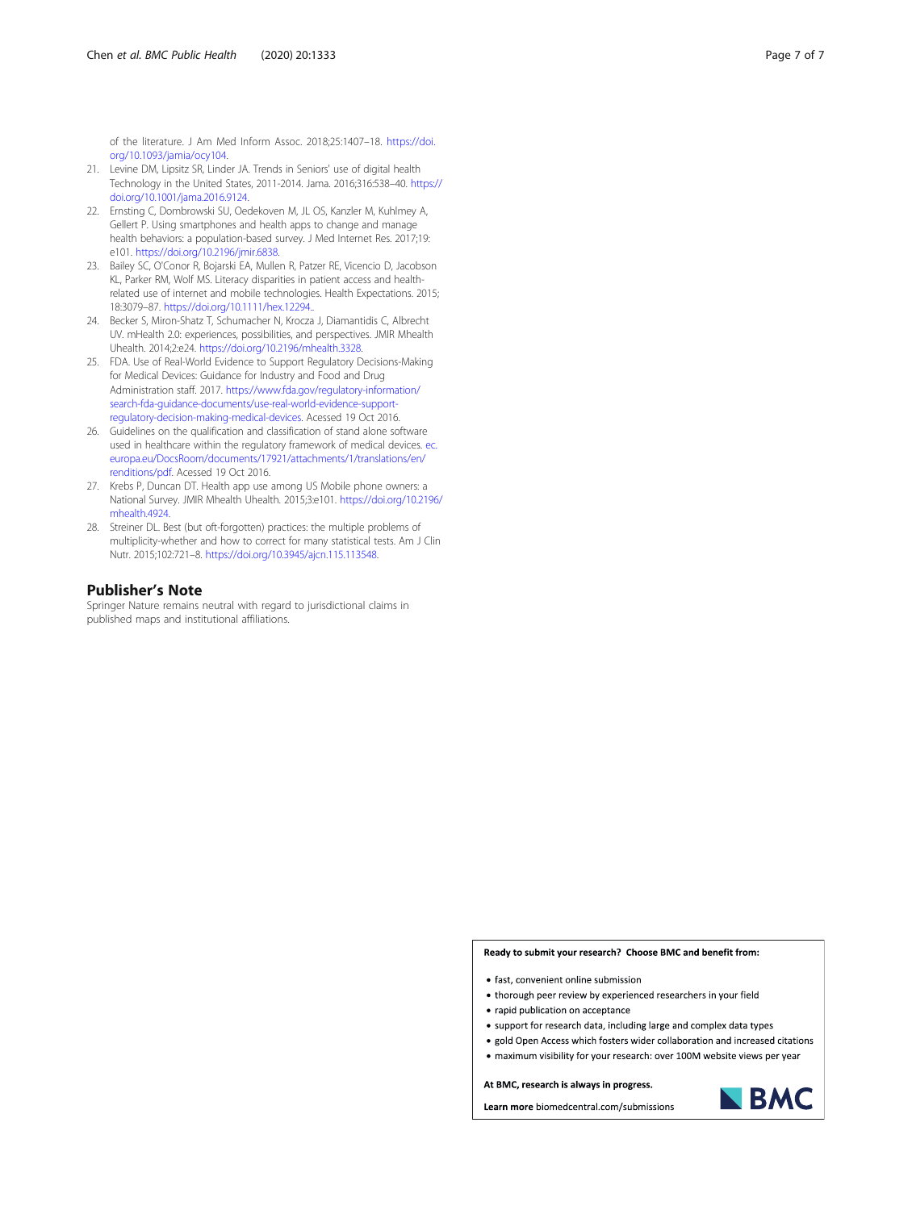of the literature. J Am Med Inform Assoc. 2018;25:1407–18. https://doi.org/10.1093/jamia/ocy104.

21. Levine DM, Lipsitz SR, Linder JA. Trends in Seniors' use of digital health Technology in the United States, 2011-2014. Jama. 2016;316:538–40. https://doi.org/10.1001/jama.2016.9124.
22. Ernsting C, Dombrowski SU, Oedekoven M, JL OS, Kanzler M, Kuhlmey A, Gellert P. Using smartphones and health apps to change and manage health behaviors: a population-based survey. J Med Internet Res. 2017;19:e101. https://doi.org/10.2196/jmir.6838.
23. Bailey SC, O'Conor R, Bojarski EA, Mullen R, Patzer RE, Vicencio D, Jacobson KL, Parker RM, Wolf MS. Literacy disparities in patient access and health-related use of internet and mobile technologies. Health Expectations. 2015;18:3079–87. https://doi.org/10.1111/hex.12294..
24. Becker S, Miron-Shatz T, Schumacher N, Krocza J, Diamantidis C, Albrecht UV. mHealth 2.0: experiences, possibilities, and perspectives. JMIR Mhealth Uhealth. 2014;2:e24. https://doi.org/10.2196/mhealth.3328.
25. FDA. Use of Real-World Evidence to Support Regulatory Decisions-Making for Medical Devices: Guidance for Industry and Food and Drug Administration staff. 2017. https://www.fda.gov/regulatory-information/search-fda-guidance-documents/use-real-world-evidence-support-regulatory-decision-making-medical-devices. Acessed 19 Oct 2016.
26. Guidelines on the qualification and classification of stand alone software used in healthcare within the regulatory framework of medical devices. ec.europa.eu/DocsRoom/documents/17921/attachments/1/translations/en/renditions/pdf. Acessed 19 Oct 2016.
27. Krebs P, Duncan DT. Health app use among US Mobile phone owners: a National Survey. JMIR Mhealth Uhealth. 2015;3:e101. https://doi.org/10.2196/mhealth.4924.
28. Streiner DL. Best (but oft-forgotten) practices: the multiple problems of multiplicity-whether and how to correct for many statistical tests. Am J Clin Nutr. 2015;102:721–8. https://doi.org/10.3945/ajcn.115.113548.

## Publisher's Note

Springer Nature remains neutral with regard to jurisdictional claims in published maps and institutional affiliations.

**Ready to submit your research? Choose BMC and benefit from:**

- fast, convenient online submission
- thorough peer review by experienced researchers in your field
- rapid publication on acceptance
- support for research data, including large and complex data types
- gold Open Access which fosters wider collaboration and increased citations
- maximum visibility for your research: over 100M website views per year

**At BMC, research is always in progress.**

**Learn more** biomedcentral.com/submissions

BMC